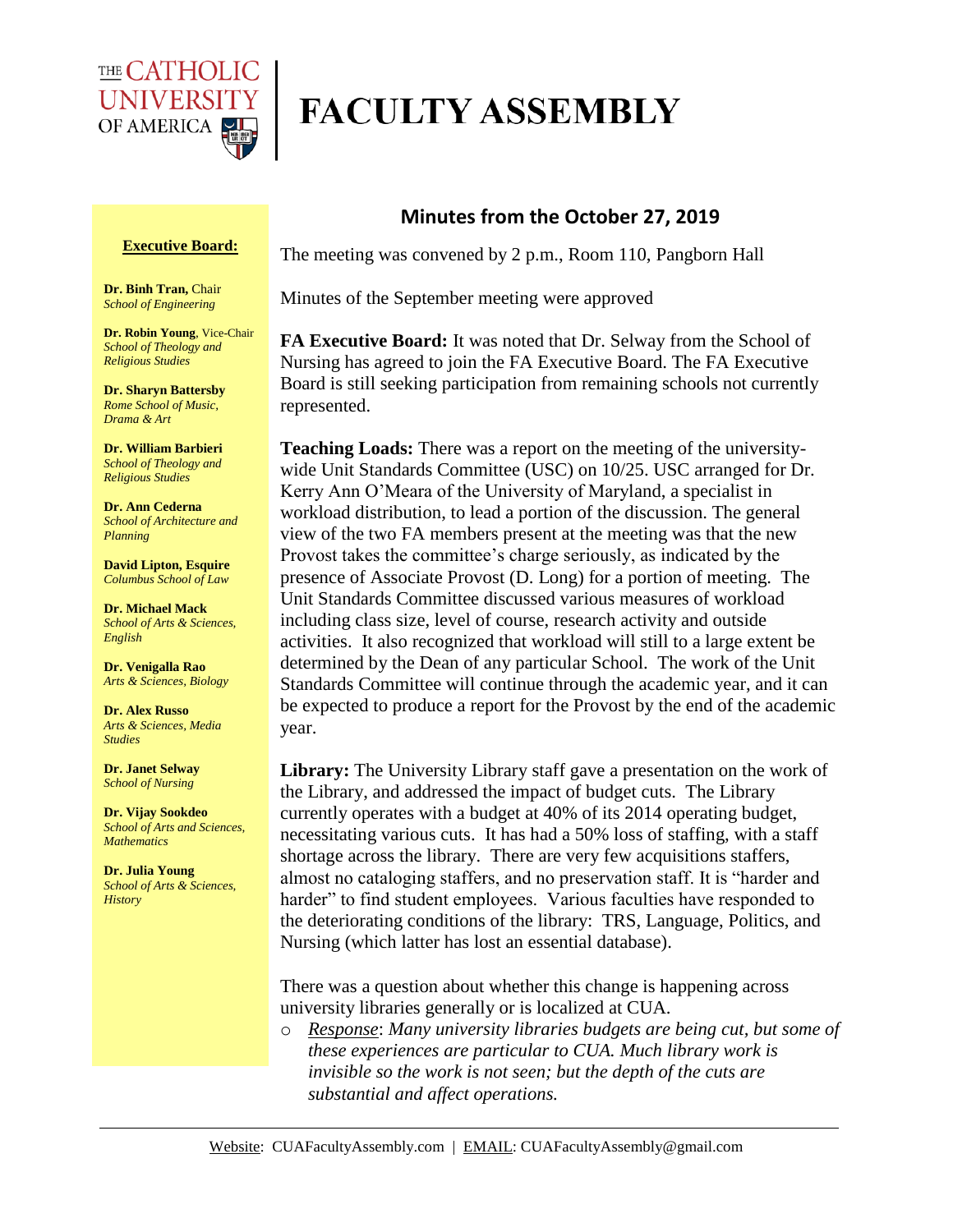# FACULTY ASSEMBLY

THE CATHOLIC UNIVERSITY OF AMERICA

**Executive Board:**

**Dr. Binh Tran,** Chair
*School of Engineering*

**Dr. Robin Young**, Vice-Chair
*School of Theology and Religious Studies*

**Dr. Sharyn Battersby**
*Rome School of Music, Drama & Art*

**Dr. William Barbieri**
*School of Theology and Religious Studies*

**Dr. Ann Cederna**
*School of Architecture and Planning*

**David Lipton, Esquire**
*Columbus School of Law*

**Dr. Michael Mack**
*School of Arts & Sciences, English*

**Dr. Venigalla Rao**
*Arts & Sciences, Biology*

**Dr. Alex Russo**
*Arts & Sciences, Media Studies*

**Dr. Janet Selway**
*School of Nursing*

**Dr. Vijay Sookdeo**
*School of Arts and Sciences, Mathematics*

**Dr. Julia Young**
*School of Arts & Sciences, History*

## Minutes from the October 27, 2019

The meeting was convened by 2 p.m., Room 110, Pangborn Hall

Minutes of the September meeting were approved

**FA Executive Board:** It was noted that Dr. Selway from the School of Nursing has agreed to join the FA Executive Board. The FA Executive Board is still seeking participation from remaining schools not currently represented.

**Teaching Loads:** There was a report on the meeting of the university-wide Unit Standards Committee (USC) on 10/25. USC arranged for Dr. Kerry Ann O'Meara of the University of Maryland, a specialist in workload distribution, to lead a portion of the discussion. The general view of the two FA members present at the meeting was that the new Provost takes the committee's charge seriously, as indicated by the presence of Associate Provost (D. Long) for a portion of meeting. The Unit Standards Committee discussed various measures of workload including class size, level of course, research activity and outside activities. It also recognized that workload will still to a large extent be determined by the Dean of any particular School. The work of the Unit Standards Committee will continue through the academic year, and it can be expected to produce a report for the Provost by the end of the academic year.

**Library:** The University Library staff gave a presentation on the work of the Library, and addressed the impact of budget cuts. The Library currently operates with a budget at 40% of its 2014 operating budget, necessitating various cuts. It has had a 50% loss of staffing, with a staff shortage across the library. There are very few acquisitions staffers, almost no cataloging staffers, and no preservation staff. It is "harder and harder" to find student employees. Various faculties have responded to the deteriorating conditions of the library: TRS, Language, Politics, and Nursing (which latter has lost an essential database).

There was a question about whether this change is happening across university libraries generally or is localized at CUA.

- *Response: Many university libraries budgets are being cut, but some of these experiences are particular to CUA. Much library work is invisible so the work is not seen; but the depth of the cuts are substantial and affect operations.*

Website: CUAFacultyAssembly.com | EMAIL: CUAFacultyAssembly@gmail.com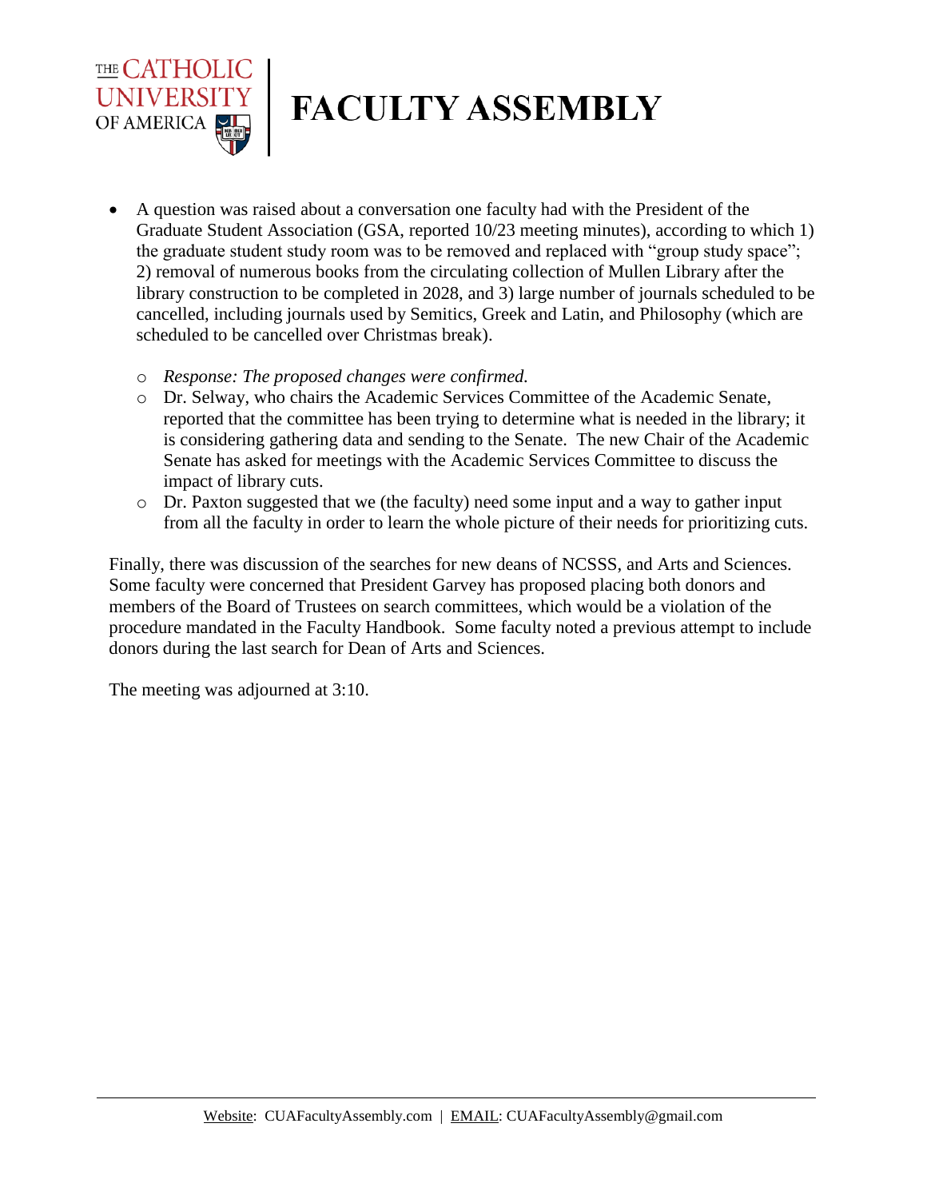- A question was raised about a conversation one faculty had with the President of the Graduate Student Association (GSA, reported 10/23 meeting minutes), according to which 1) the graduate student study room was to be removed and replaced with "group study space"; 2) removal of numerous books from the circulating collection of Mullen Library after the library construction to be completed in 2028, and 3) large number of journals scheduled to be cancelled, including journals used by Semitics, Greek and Latin, and Philosophy (which are scheduled to be cancelled over Christmas break).
  - *Response: The proposed changes were confirmed.*
  - Dr. Selway, who chairs the Academic Services Committee of the Academic Senate, reported that the committee has been trying to determine what is needed in the library; it is considering gathering data and sending to the Senate. The new Chair of the Academic Senate has asked for meetings with the Academic Services Committee to discuss the impact of library cuts.
  - Dr. Paxton suggested that we (the faculty) need some input and a way to gather input from all the faculty in order to learn the whole picture of their needs for prioritizing cuts.

Finally, there was discussion of the searches for new deans of NCSSS, and Arts and Sciences. Some faculty were concerned that President Garvey has proposed placing both donors and members of the Board of Trustees on search committees, which would be a violation of the procedure mandated in the Faculty Handbook. Some faculty noted a previous attempt to include donors during the last search for Dean of Arts and Sciences.

The meeting was adjourned at 3:10.